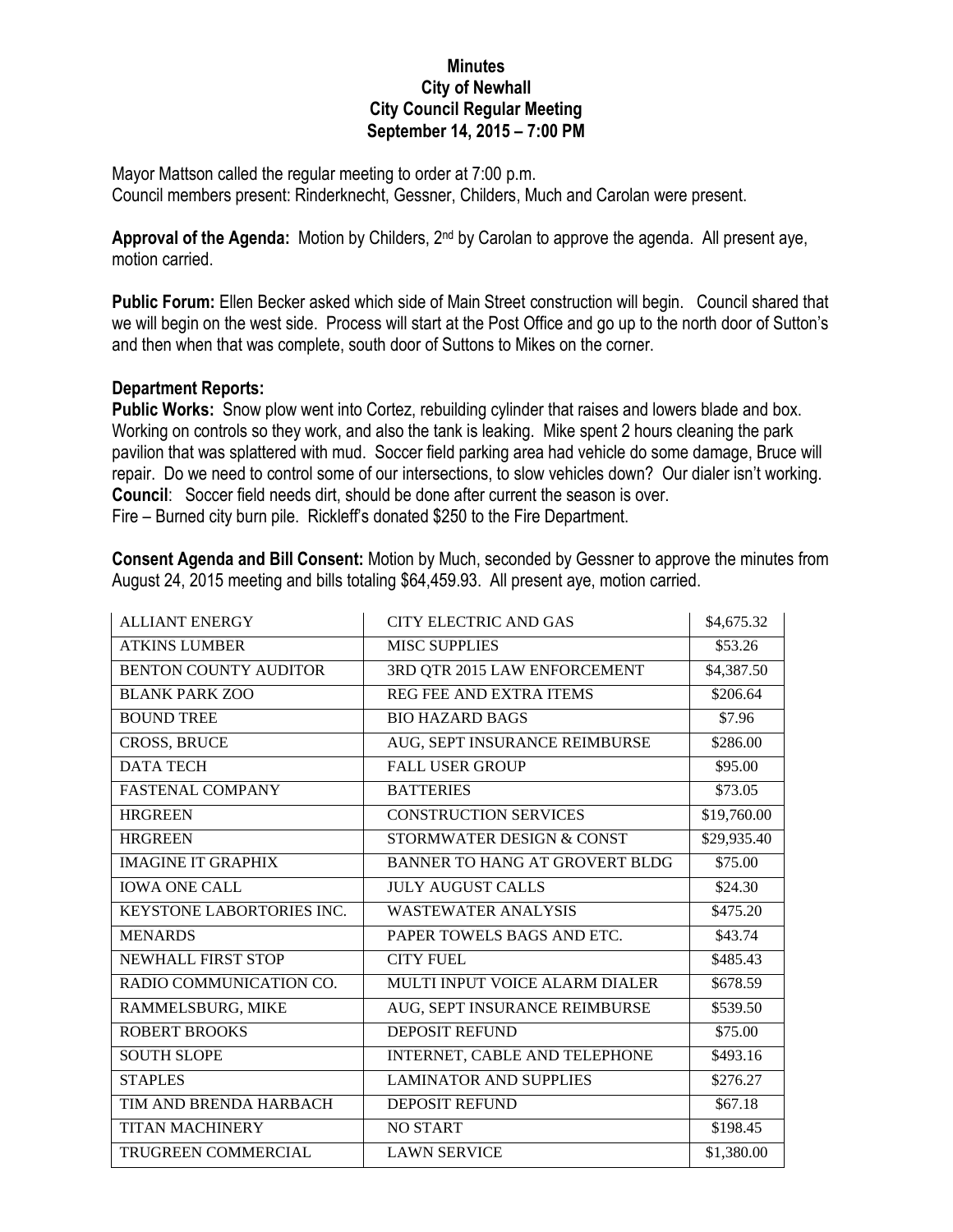# Minutes
# City of Newhall
# City Council Regular Meeting
# September 14, 2015 – 7:00 PM

Mayor Mattson called the regular meeting to order at 7:00 p.m.
Council members present: Rinderknecht, Gessner, Childers, Much and Carolan were present.

**Approval of the Agenda:** Motion by Childers, 2nd by Carolan to approve the agenda. All present aye, motion carried.

**Public Forum:** Ellen Becker asked which side of Main Street construction will begin. Council shared that we will begin on the west side. Process will start at the Post Office and go up to the north door of Sutton's and then when that was complete, south door of Suttons to Mikes on the corner.

**Department Reports:**
**Public Works:** Snow plow went into Cortez, rebuilding cylinder that raises and lowers blade and box. Working on controls so they work, and also the tank is leaking. Mike spent 2 hours cleaning the park pavilion that was splattered with mud. Soccer field parking area had vehicle do some damage, Bruce will repair. Do we need to control some of our intersections, to slow vehicles down? Our dialer isn't working.
**Council**: Soccer field needs dirt, should be done after current the season is over.
Fire – Burned city burn pile. Rickleff's donated $250 to the Fire Department.

**Consent Agenda and Bill Consent:** Motion by Much, seconded by Gessner to approve the minutes from August 24, 2015 meeting and bills totaling $64,459.93. All present aye, motion carried.

| | | |
|---|---|---|
| ALLIANT ENERGY | CITY ELECTRIC AND GAS | $4,675.32 |
| ATKINS LUMBER | MISC SUPPLIES | $53.26 |
| BENTON COUNTY AUDITOR | 3RD QTR 2015 LAW ENFORCEMENT | $4,387.50 |
| BLANK PARK ZOO | REG FEE AND EXTRA ITEMS | $206.64 |
| BOUND TREE | BIO HAZARD BAGS | $7.96 |
| CROSS, BRUCE | AUG, SEPT INSURANCE REIMBURSE | $286.00 |
| DATA TECH | FALL USER GROUP | $95.00 |
| FASTENAL COMPANY | BATTERIES | $73.05 |
| HRGREEN | CONSTRUCTION SERVICES | $19,760.00 |
| HRGREEN | STORMWATER DESIGN & CONST | $29,935.40 |
| IMAGINE IT GRAPHIX | BANNER TO HANG AT GROVERT BLDG | $75.00 |
| IOWA ONE CALL | JULY AUGUST CALLS | $24.30 |
| KEYSTONE LABORTORIES INC. | WASTEWATER ANALYSIS | $475.20 |
| MENARDS | PAPER TOWELS BAGS AND ETC. | $43.74 |
| NEWHALL FIRST STOP | CITY FUEL | $485.43 |
| RADIO COMMUNICATION CO. | MULTI INPUT VOICE ALARM DIALER | $678.59 |
| RAMMELSBURG, MIKE | AUG, SEPT INSURANCE REIMBURSE | $539.50 |
| ROBERT BROOKS | DEPOSIT REFUND | $75.00 |
| SOUTH SLOPE | INTERNET, CABLE AND TELEPHONE | $493.16 |
| STAPLES | LAMINATOR AND SUPPLIES | $276.27 |
| TIM AND BRENDA HARBACH | DEPOSIT REFUND | $67.18 |
| TITAN MACHINERY | NO START | $198.45 |
| TRUGREEN COMMERCIAL | LAWN SERVICE | $1,380.00 |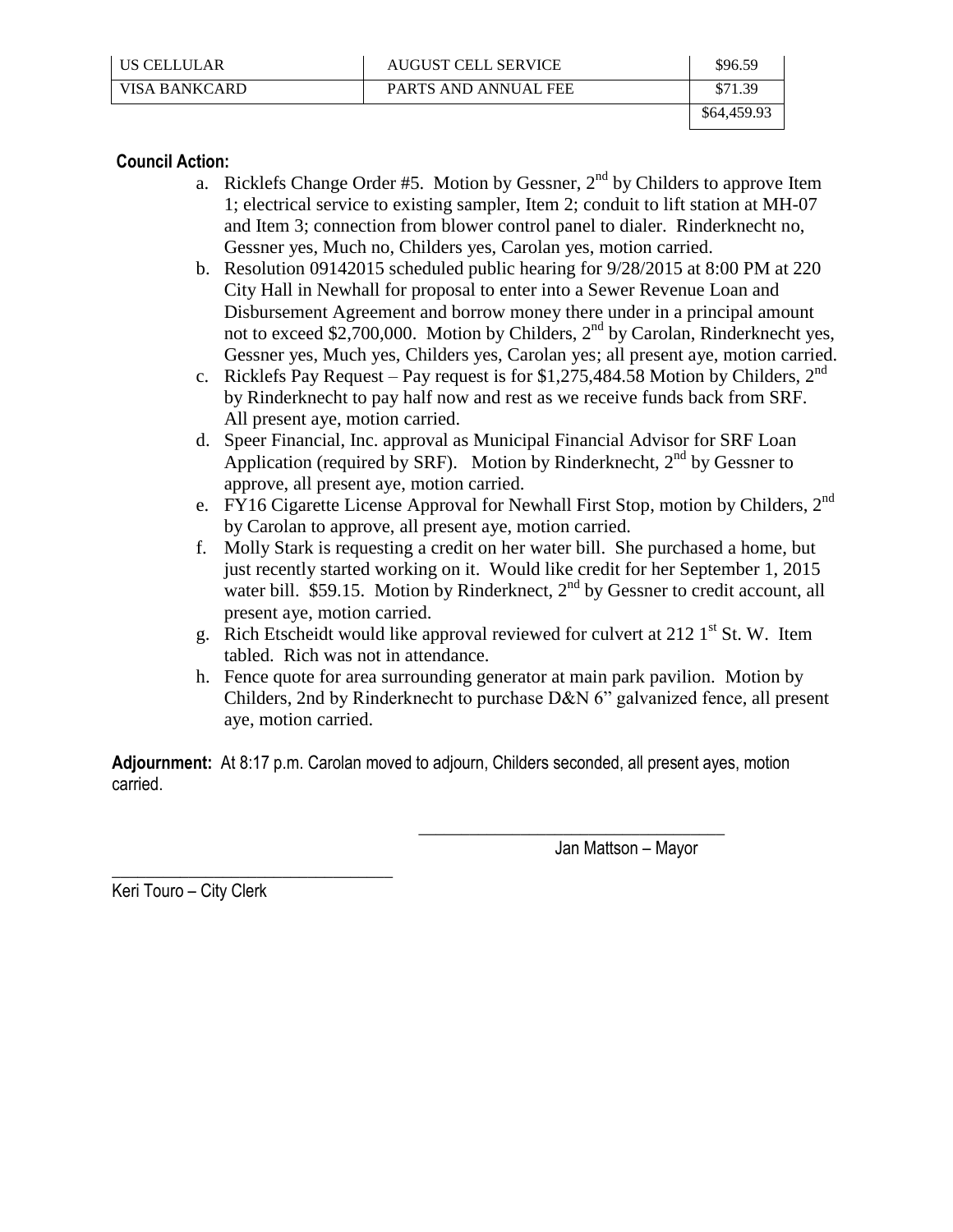| | | |
|---|---|---|
| US CELLULAR | AUGUST CELL SERVICE | \$96.59 |
| VISA BANKCARD | PARTS AND ANNUAL FEE | \$71.39 |
| | | \$64,459.93 |

**Council Action:**

a. Ricklefs Change Order #5. Motion by Gessner, 2nd by Childers to approve Item 1; electrical service to existing sampler, Item 2; conduit to lift station at MH-07 and Item 3; connection from blower control panel to dialer. Rinderknecht no, Gessner yes, Much no, Childers yes, Carolan yes, motion carried.

b. Resolution 09142015 scheduled public hearing for 9/28/2015 at 8:00 PM at 220 City Hall in Newhall for proposal to enter into a Sewer Revenue Loan and Disbursement Agreement and borrow money there under in a principal amount not to exceed \$2,700,000. Motion by Childers, 2nd by Carolan, Rinderknecht yes, Gessner yes, Much yes, Childers yes, Carolan yes; all present aye, motion carried.

c. Ricklefs Pay Request – Pay request is for \$1,275,484.58 Motion by Childers, 2nd by Rinderknecht to pay half now and rest as we receive funds back from SRF. All present aye, motion carried.

d. Speer Financial, Inc. approval as Municipal Financial Advisor for SRF Loan Application (required by SRF). Motion by Rinderknecht, 2nd by Gessner to approve, all present aye, motion carried.

e. FY16 Cigarette License Approval for Newhall First Stop, motion by Childers, 2nd by Carolan to approve, all present aye, motion carried.

f. Molly Stark is requesting a credit on her water bill. She purchased a home, but just recently started working on it. Would like credit for her September 1, 2015 water bill. \$59.15. Motion by Rinderknect, 2nd by Gessner to credit account, all present aye, motion carried.

g. Rich Etscheidt would like approval reviewed for culvert at 212 1st St. W. Item tabled. Rich was not in attendance.

h. Fence quote for area surrounding generator at main park pavilion. Motion by Childers, 2nd by Rinderknecht to purchase D&N 6" galvanized fence, all present aye, motion carried.

**Adjournment:** At 8:17 p.m. Carolan moved to adjourn, Childers seconded, all present ayes, motion carried.

\_\_\_\_\_\_\_\_\_\_\_\_\_\_\_\_\_\_\_\_\_\_\_\_\_\_\_\_\_\_\_\_\_\_\_\_

Jan Mattson – Mayor

\_\_\_\_\_\_\_\_\_\_\_\_\_\_\_\_\_\_\_\_\_\_\_\_\_\_\_\_\_\_\_\_\_\_\_\_

Keri Touro – City Clerk